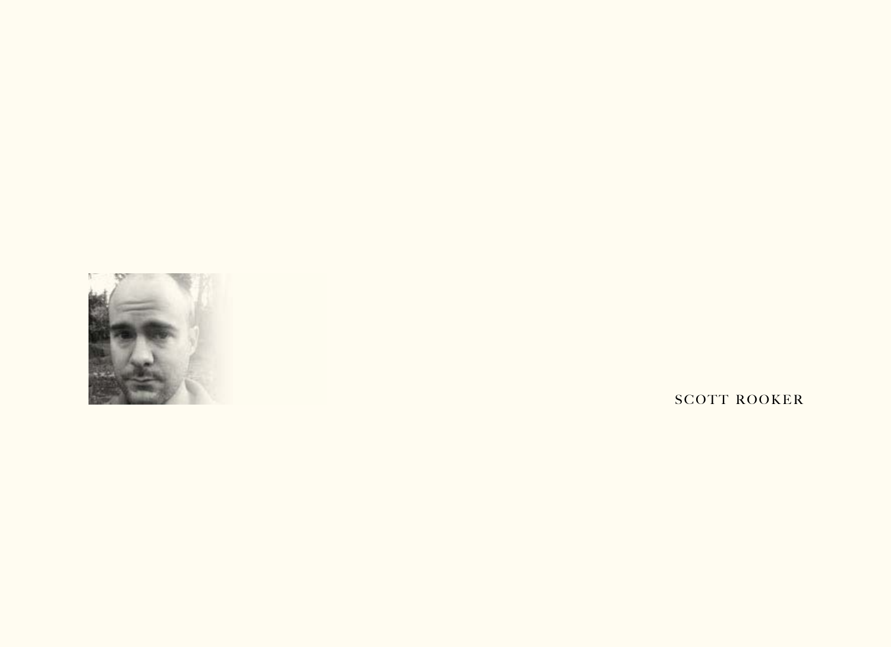SCOTT ROOKER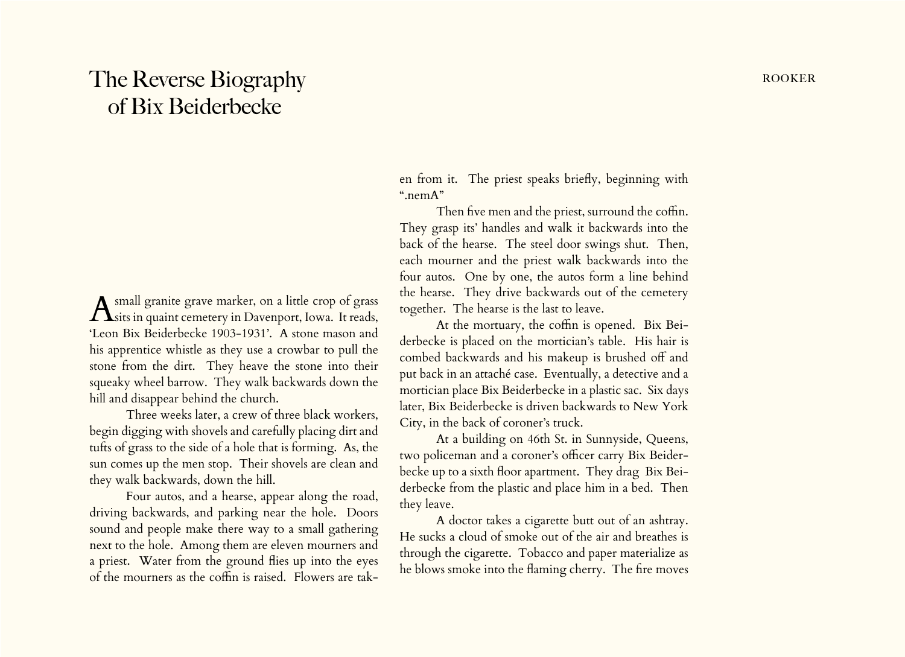# The Reverse Biography of Bix Beiderbecke

A small granite grave marker, on a little crop of grass sits in quaint cemetery in Davenport, Iowa. It reads, 'Leon Bix Beiderbecke 1903-1931'. A stone mason and his apprentice whistle as they use a crowbar to pull the stone from the dirt. They heave the stone into their squeaky wheel barrow. They walk backwards down the hill and disappear behind the church.

Three weeks later, a crew of three black workers, begin digging with shovels and carefully placing dirt and tufts of grass to the side of a hole that is forming. As, the sun comes up the men stop. Their shovels are clean and they walk backwards, down the hill.

Four autos, and a hearse, appear along the road, driving backwards, and parking near the hole. Doors sound and people make there way to a small gathering next to the hole. Among them are eleven mourners and a priest. Water from the ground flies up into the eyes of the mourners as the coffin is raised. Flowers are taken from it. The priest speaks briefly, beginning with ".nemA"

Then five men and the priest, surround the coffin. They grasp its' handles and walk it backwards into the back of the hearse. The steel door swings shut. Then, each mourner and the priest walk backwards into the four autos. One by one, the autos form a line behind the hearse. They drive backwards out of the cemetery together. The hearse is the last to leave.

At the mortuary, the coffin is opened. Bix Beiderbecke is placed on the mortician's table. His hair is combed backwards and his makeup is brushed off and put back in an attaché case. Eventually, a detective and a mortician place Bix Beiderbecke in a plastic sac. Six days later, Bix Beiderbecke is driven backwards to New York City, in the back of coroner's truck.

At a building on 46th St. in Sunnyside, Queens, two policeman and a coroner's officer carry Bix Beiderbecke up to a sixth floor apartment. They drag Bix Beiderbecke from the plastic and place him in a bed. Then they leave.

A doctor takes a cigarette butt out of an ashtray. He sucks a cloud of smoke out of the air and breathes is through the cigarette. Tobacco and paper materialize as he blows smoke into the flaming cherry. The fire moves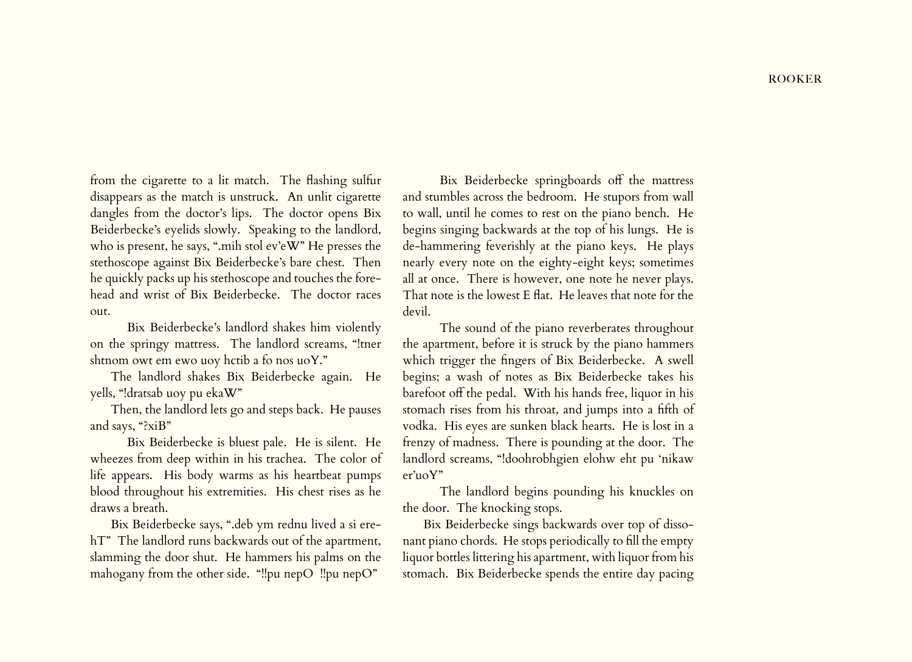from the cigarette to a lit match. The flashing sulfur disappears as the match is unstruck. An unlit cigarette dangles from the doctor's lips. The doctor opens Bix Beiderbecke's eyelids slowly. Speaking to the landlord, who is present, he says, ".mih stol ev'eW" He presses the stethoscope against Bix Beiderbecke's bare chest. Then he quickly packs up his stethoscope and touches the forehead and wrist of Bix Beiderbecke. The doctor races out.

Bix Beiderbecke's landlord shakes him violently on the springy mattress. The landlord screams, "!tner shtnom owt em ewo uoy hctib a fo nos uoY."

The landlord shakes Bix Beiderbecke again. He yells, "!dratsab uoy pu ekaW"

Then, the landlord lets go and steps back. He pauses and says, "?xiB"

Bix Beiderbecke is bluest pale. He is silent. He wheezes from deep within in his trachea. The color of life appears. His body warms as his heartbeat pumps blood throughout his extremities. His chest rises as he draws a breath.

Bix Beiderbecke says, ".deb ym rednu lived a si erehT" The landlord runs backwards out of the apartment, slamming the door shut. He hammers his palms on the mahogany from the other side. "!!pu nepO !!pu nepO"

Bix Beiderbecke springboards off the mattress and stumbles across the bedroom. He stupors from wall to wall, until he comes to rest on the piano bench. He begins singing backwards at the top of his lungs. He is de-hammering feverishly at the piano keys. He plays nearly every note on the eighty-eight keys; sometimes all at once. There is however, one note he never plays. That note is the lowest E flat. He leaves that note for the devil.

The sound of the piano reverberates throughout the apartment, before it is struck by the piano hammers which trigger the fingers of Bix Beiderbecke. A swell begins; a wash of notes as Bix Beiderbecke takes his barefoot off the pedal. With his hands free, liquor in his stomach rises from his throat, and jumps into a fifth of vodka. His eyes are sunken black hearts. He is lost in a frenzy of madness. There is pounding at the door. The landlord screams, "!doohrobhgien elohw eht pu 'nikaw er'uoY"

The landlord begins pounding his knuckles on the door. The knocking stops.

Bix Beiderbecke sings backwards over top of dissonant piano chords. He stops periodically to fill the empty liquor bottles littering his apartment, with liquor from his stomach. Bix Beiderbecke spends the entire day pacing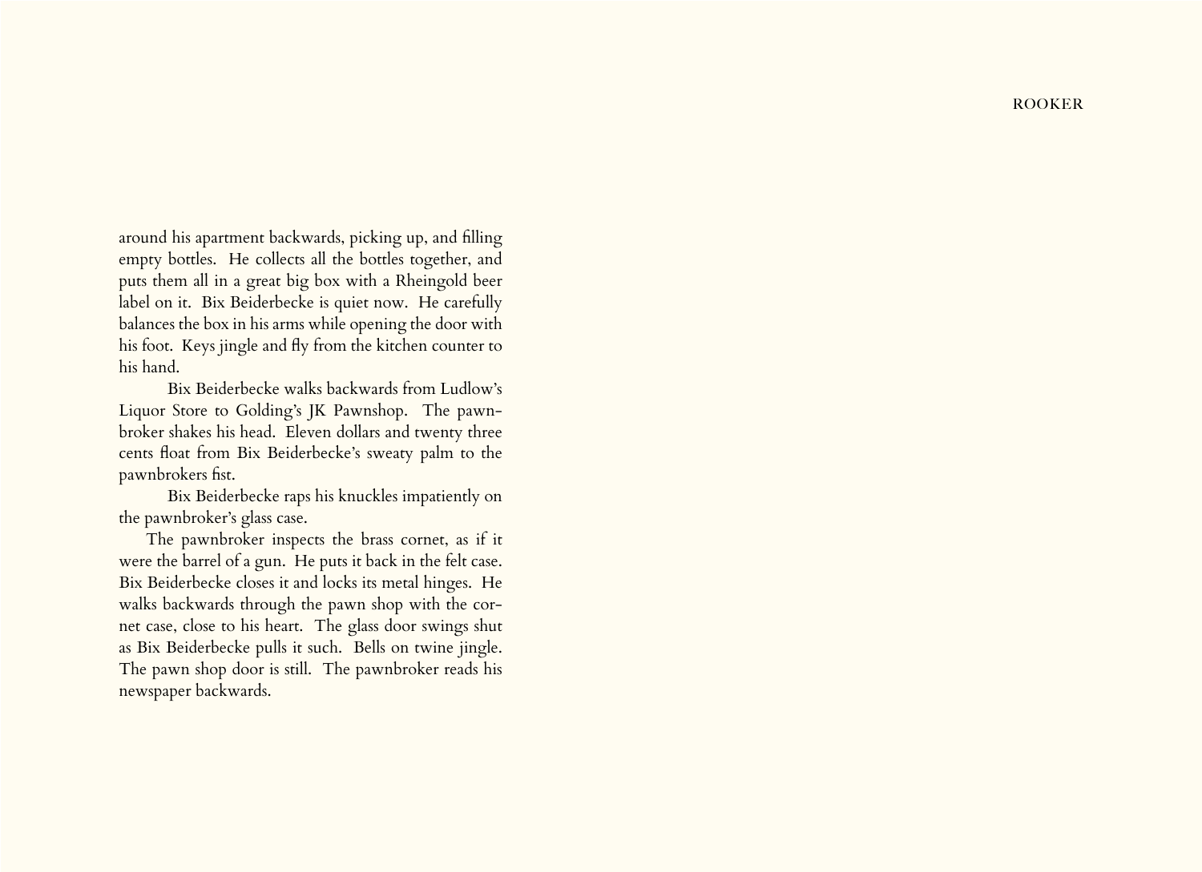around his apartment backwards, picking up, and filling empty bottles. He collects all the bottles together, and puts them all in a great big box with a Rheingold beer label on it. Bix Beiderbecke is quiet now. He carefully balances the box in his arms while opening the door with his foot. Keys jingle and fly from the kitchen counter to his hand.

Bix Beiderbecke walks backwards from Ludlow's Liquor Store to Golding's JK Pawnshop. The pawnbroker shakes his head. Eleven dollars and twenty three cents float from Bix Beiderbecke's sweaty palm to the pawnbrokers fist.

Bix Beiderbecke raps his knuckles impatiently on the pawnbroker's glass case.

The pawnbroker inspects the brass cornet, as if it were the barrel of a gun. He puts it back in the felt case. Bix Beiderbecke closes it and locks its metal hinges. He walks backwards through the pawn shop with the cornet case, close to his heart. The glass door swings shut as Bix Beiderbecke pulls it such. Bells on twine jingle. The pawn shop door is still. The pawnbroker reads his newspaper backwards.